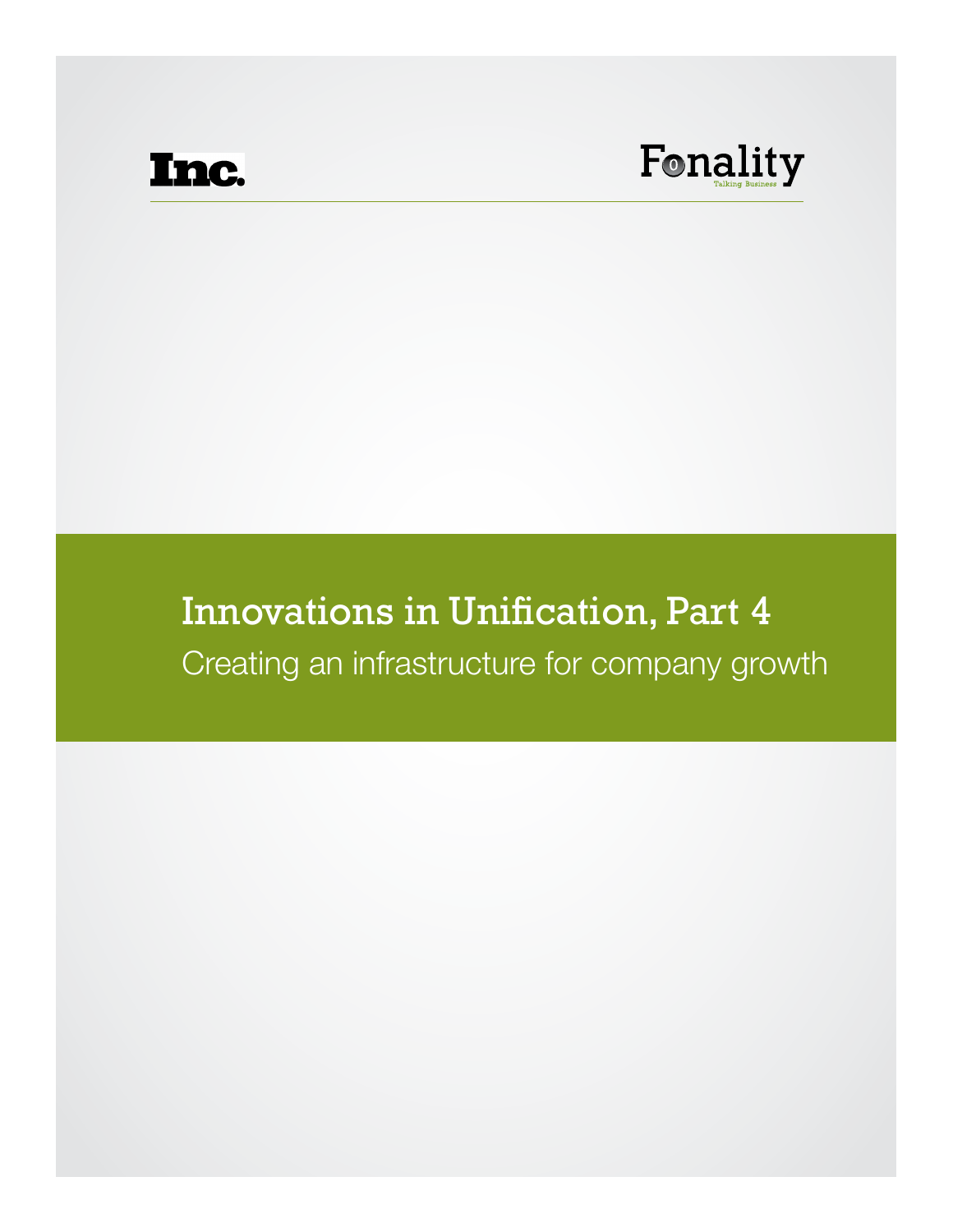Inc.

Fonality
Talking Business

# Innovations in Unification, Part 4

## Creating an infrastructure for company growth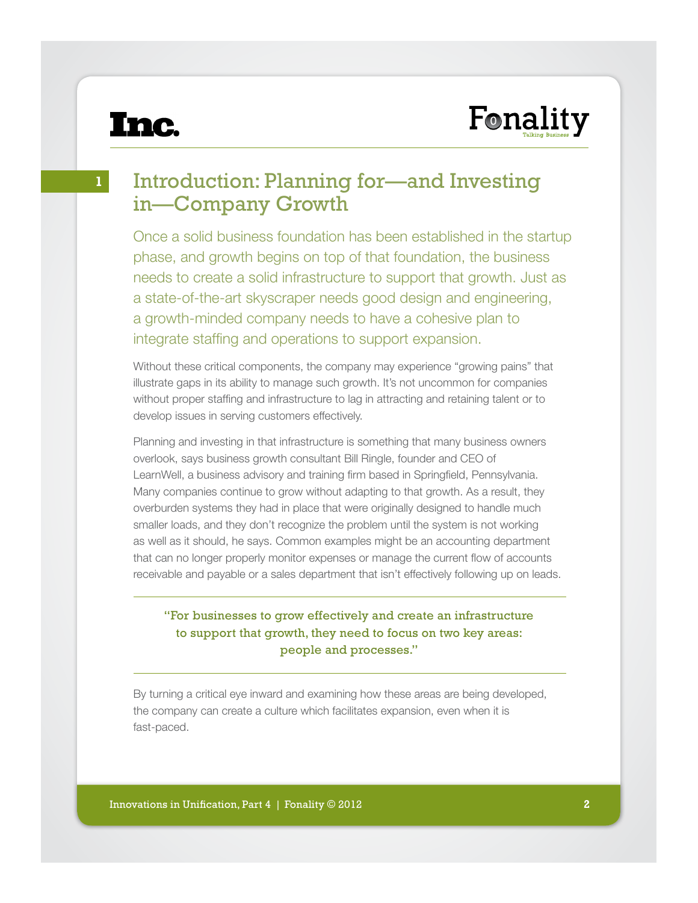## 1 Introduction: Planning for—and Investing in—Company Growth

Once a solid business foundation has been established in the startup phase, and growth begins on top of that foundation, the business needs to create a solid infrastructure to support that growth. Just as a state-of-the-art skyscraper needs good design and engineering, a growth-minded company needs to have a cohesive plan to integrate staffing and operations to support expansion.

Without these critical components, the company may experience "growing pains" that illustrate gaps in its ability to manage such growth. It's not uncommon for companies without proper staffing and infrastructure to lag in attracting and retaining talent or to develop issues in serving customers effectively.

Planning and investing in that infrastructure is something that many business owners overlook, says business growth consultant Bill Ringle, founder and CEO of LearnWell, a business advisory and training firm based in Springfield, Pennsylvania. Many companies continue to grow without adapting to that growth. As a result, they overburden systems they had in place that were originally designed to handle much smaller loads, and they don't recognize the problem until the system is not working as well as it should, he says. Common examples might be an accounting department that can no longer properly monitor expenses or manage the current flow of accounts receivable and payable or a sales department that isn't effectively following up on leads.

> "For businesses to grow effectively and create an infrastructure to support that growth, they need to focus on two key areas: people and processes."

By turning a critical eye inward and examining how these areas are being developed, the company can create a culture which facilitates expansion, even when it is fast-paced.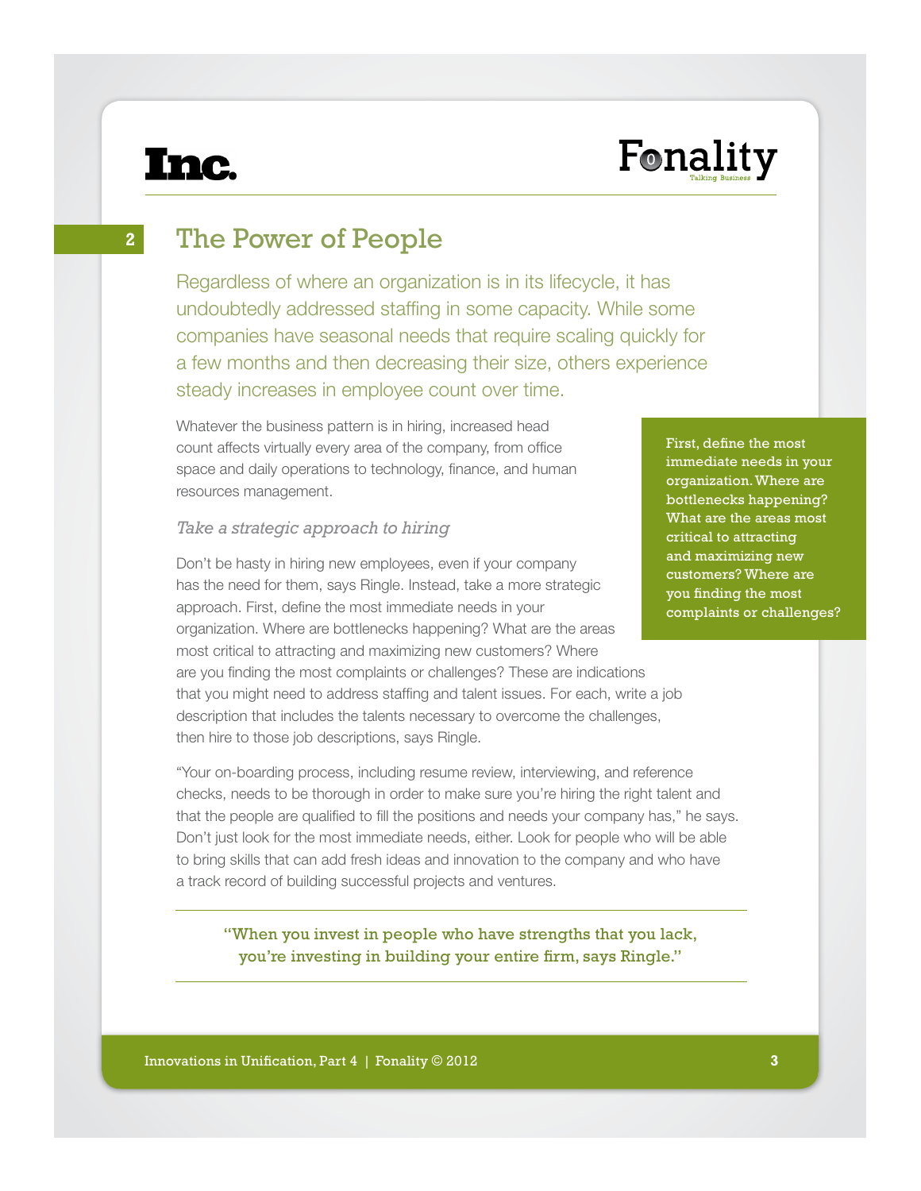## 2 The Power of People

Regardless of where an organization is in its lifecycle, it has undoubtedly addressed staffing in some capacity. While some companies have seasonal needs that require scaling quickly for a few months and then decreasing their size, others experience steady increases in employee count over time.

Whatever the business pattern is in hiring, increased head count affects virtually every area of the company, from office space and daily operations to technology, finance, and human resources management.

### *Take a strategic approach to hiring*

Don't be hasty in hiring new employees, even if your company has the need for them, says Ringle. Instead, take a more strategic approach. First, define the most immediate needs in your organization. Where are bottlenecks happening? What are the areas most critical to attracting and maximizing new customers? Where are you finding the most complaints or challenges? These are indications that you might need to address staffing and talent issues. For each, write a job description that includes the talents necessary to overcome the challenges, then hire to those job descriptions, says Ringle.

> First, define the most immediate needs in your organization. Where are bottlenecks happening? What are the areas most critical to attracting and maximizing new customers? Where are you finding the most complaints or challenges?

"Your on-boarding process, including resume review, interviewing, and reference checks, needs to be thorough in order to make sure you're hiring the right talent and that the people are qualified to fill the positions and needs your company has," he says. Don't just look for the most immediate needs, either. Look for people who will be able to bring skills that can add fresh ideas and innovation to the company and who have a track record of building successful projects and ventures.

> "When you invest in people who have strengths that you lack, you're investing in building your entire firm, says Ringle."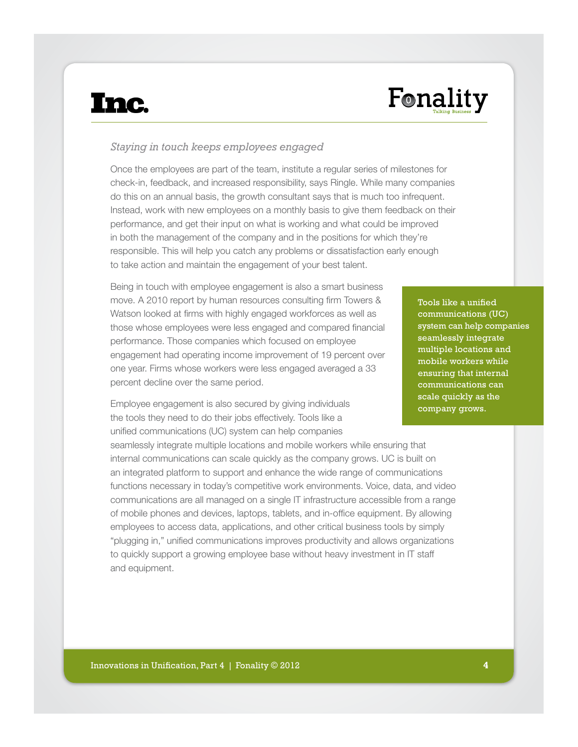*Staying in touch keeps employees engaged*

Once the employees are part of the team, institute a regular series of milestones for check-in, feedback, and increased responsibility, says Ringle. While many companies do this on an annual basis, the growth consultant says that is much too infrequent. Instead, work with new employees on a monthly basis to give them feedback on their performance, and get their input on what is working and what could be improved in both the management of the company and in the positions for which they're responsible. This will help you catch any problems or dissatisfaction early enough to take action and maintain the engagement of your best talent.

Being in touch with employee engagement is also a smart business move. A 2010 report by human resources consulting firm Towers & Watson looked at firms with highly engaged workforces as well as those whose employees were less engaged and compared financial performance. Those companies which focused on employee engagement had operating income improvement of 19 percent over one year. Firms whose workers were less engaged averaged a 33 percent decline over the same period.

> Tools like a unified communications (UC) system can help companies seamlessly integrate multiple locations and mobile workers while ensuring that internal communications can scale quickly as the company grows.

Employee engagement is also secured by giving individuals the tools they need to do their jobs effectively. Tools like a unified communications (UC) system can help companies seamlessly integrate multiple locations and mobile workers while ensuring that internal communications can scale quickly as the company grows. UC is built on an integrated platform to support and enhance the wide range of communications functions necessary in today's competitive work environments. Voice, data, and video communications are all managed on a single IT infrastructure accessible from a range of mobile phones and devices, laptops, tablets, and in-office equipment. By allowing employees to access data, applications, and other critical business tools by simply "plugging in," unified communications improves productivity and allows organizations to quickly support a growing employee base without heavy investment in IT staff and equipment.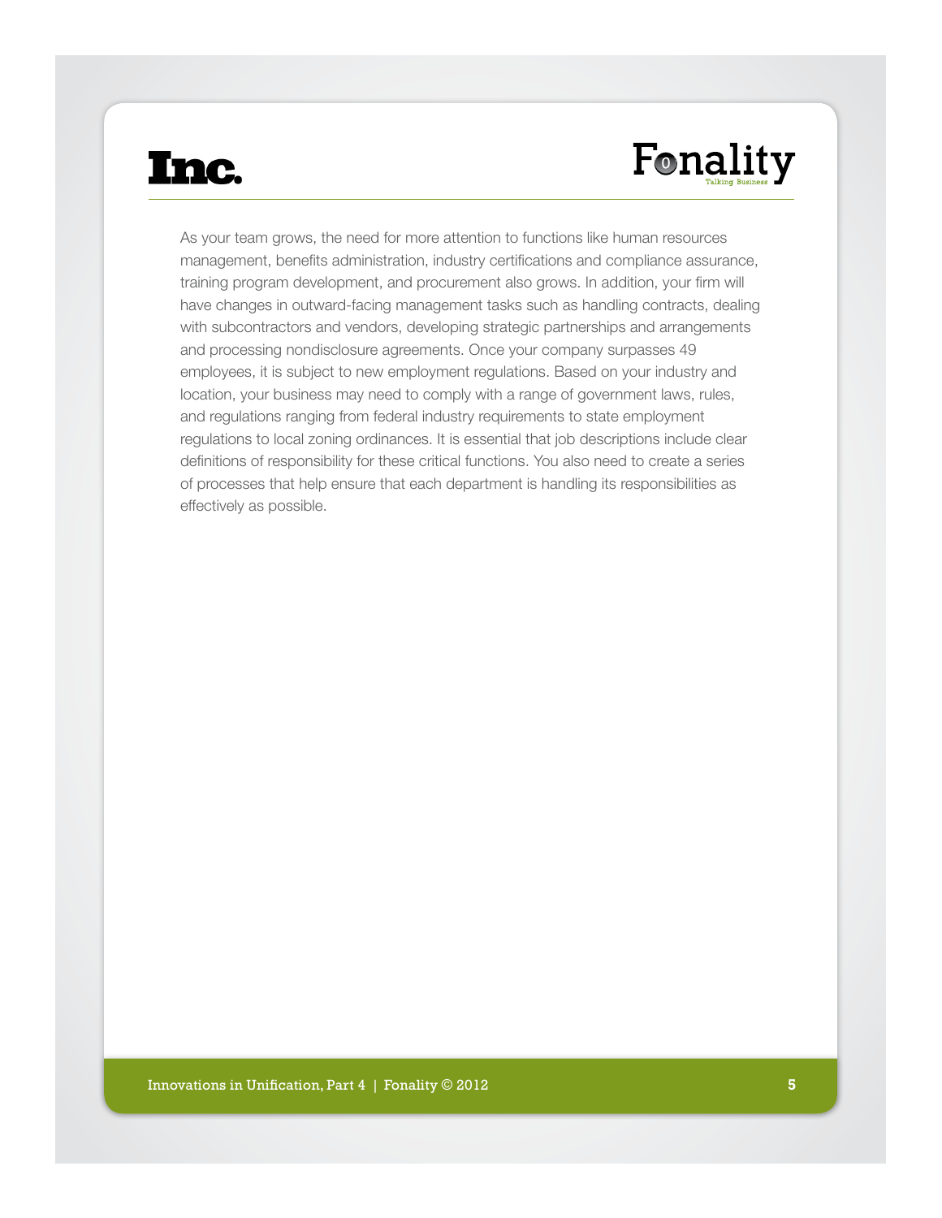As your team grows, the need for more attention to functions like human resources management, benefits administration, industry certifications and compliance assurance, training program development, and procurement also grows. In addition, your firm will have changes in outward-facing management tasks such as handling contracts, dealing with subcontractors and vendors, developing strategic partnerships and arrangements and processing nondisclosure agreements. Once your company surpasses 49 employees, it is subject to new employment regulations. Based on your industry and location, your business may need to comply with a range of government laws, rules, and regulations ranging from federal industry requirements to state employment regulations to local zoning ordinances. It is essential that job descriptions include clear definitions of responsibility for these critical functions. You also need to create a series of processes that help ensure that each department is handling its responsibilities as effectively as possible.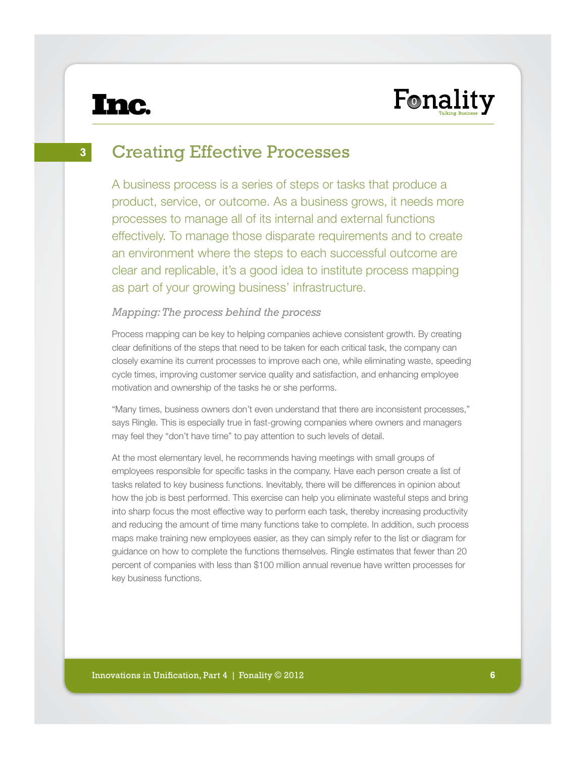# 3 Creating Effective Processes

A business process is a series of steps or tasks that produce a product, service, or outcome. As a business grows, it needs more processes to manage all of its internal and external functions effectively. To manage those disparate requirements and to create an environment where the steps to each successful outcome are clear and replicable, it's a good idea to institute process mapping as part of your growing business' infrastructure.

*Mapping: The process behind the process*

Process mapping can be key to helping companies achieve consistent growth. By creating clear definitions of the steps that need to be taken for each critical task, the company can closely examine its current processes to improve each one, while eliminating waste, speeding cycle times, improving customer service quality and satisfaction, and enhancing employee motivation and ownership of the tasks he or she performs.

"Many times, business owners don't even understand that there are inconsistent processes," says Ringle. This is especially true in fast-growing companies where owners and managers may feel they "don't have time" to pay attention to such levels of detail.

At the most elementary level, he recommends having meetings with small groups of employees responsible for specific tasks in the company. Have each person create a list of tasks related to key business functions. Inevitably, there will be differences in opinion about how the job is best performed. This exercise can help you eliminate wasteful steps and bring into sharp focus the most effective way to perform each task, thereby increasing productivity and reducing the amount of time many functions take to complete. In addition, such process maps make training new employees easier, as they can simply refer to the list or diagram for guidance on how to complete the functions themselves. Ringle estimates that fewer than 20 percent of companies with less than $100 million annual revenue have written processes for key business functions.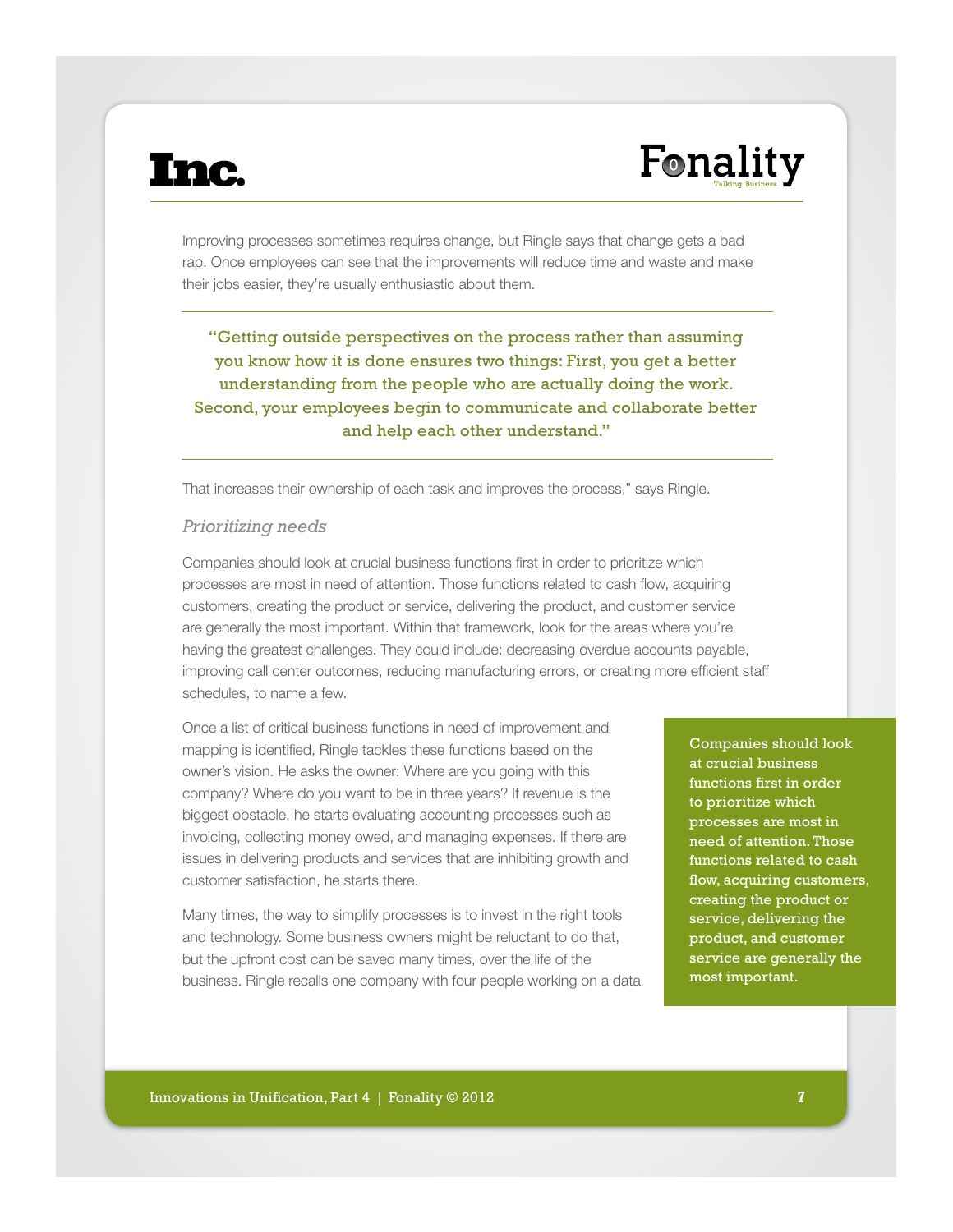Improving processes sometimes requires change, but Ringle says that change gets a bad rap. Once employees can see that the improvements will reduce time and waste and make their jobs easier, they're usually enthusiastic about them.

> "Getting outside perspectives on the process rather than assuming you know how it is done ensures two things: First, you get a better understanding from the people who are actually doing the work. Second, your employees begin to communicate and collaborate better and help each other understand."

That increases their ownership of each task and improves the process," says Ringle.

### *Prioritizing needs*

Companies should look at crucial business functions first in order to prioritize which processes are most in need of attention. Those functions related to cash flow, acquiring customers, creating the product or service, delivering the product, and customer service are generally the most important. Within that framework, look for the areas where you're having the greatest challenges. They could include: decreasing overdue accounts payable, improving call center outcomes, reducing manufacturing errors, or creating more efficient staff schedules, to name a few.

Once a list of critical business functions in need of improvement and mapping is identified, Ringle tackles these functions based on the owner's vision. He asks the owner: Where are you going with this company? Where do you want to be in three years? If revenue is the biggest obstacle, he starts evaluating accounting processes such as invoicing, collecting money owed, and managing expenses. If there are issues in delivering products and services that are inhibiting growth and customer satisfaction, he starts there.

> Companies should look at crucial business functions first in order to prioritize which processes are most in need of attention. Those functions related to cash flow, acquiring customers, creating the product or service, delivering the product, and customer service are generally the most important.

Many times, the way to simplify processes is to invest in the right tools and technology. Some business owners might be reluctant to do that, but the upfront cost can be saved many times, over the life of the business. Ringle recalls one company with four people working on a data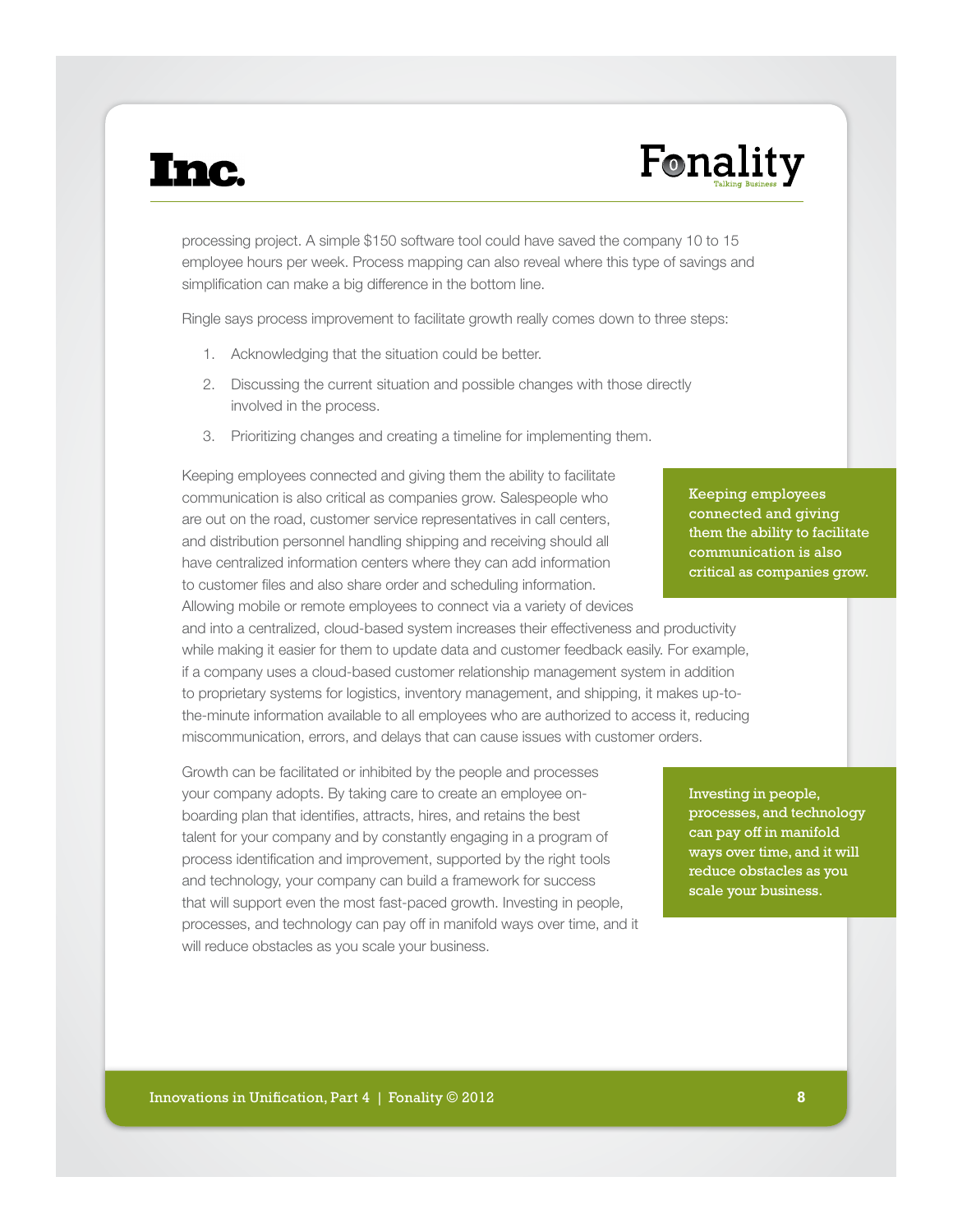processing project. A simple $150 software tool could have saved the company 10 to 15 employee hours per week. Process mapping can also reveal where this type of savings and simplification can make a big difference in the bottom line.

Ringle says process improvement to facilitate growth really comes down to three steps:

1. Acknowledging that the situation could be better.
2. Discussing the current situation and possible changes with those directly involved in the process.
3. Prioritizing changes and creating a timeline for implementing them.

Keeping employees connected and giving them the ability to facilitate communication is also critical as companies grow. Salespeople who are out on the road, customer service representatives in call centers, and distribution personnel handling shipping and receiving should all have centralized information centers where they can add information to customer files and also share order and scheduling information. Allowing mobile or remote employees to connect via a variety of devices and into a centralized, cloud-based system increases their effectiveness and productivity while making it easier for them to update data and customer feedback easily. For example, if a company uses a cloud-based customer relationship management system in addition to proprietary systems for logistics, inventory management, and shipping, it makes up-to-the-minute information available to all employees who are authorized to access it, reducing miscommunication, errors, and delays that can cause issues with customer orders.

> **Keeping employees connected and giving them the ability to facilitate communication is also critical as companies grow.**

Growth can be facilitated or inhibited by the people and processes your company adopts. By taking care to create an employee on-boarding plan that identifies, attracts, hires, and retains the best talent for your company and by constantly engaging in a program of process identification and improvement, supported by the right tools and technology, your company can build a framework for success that will support even the most fast-paced growth. Investing in people, processes, and technology can pay off in manifold ways over time, and it will reduce obstacles as you scale your business.

> **Investing in people, processes, and technology can pay off in manifold ways over time, and it will reduce obstacles as you scale your business.**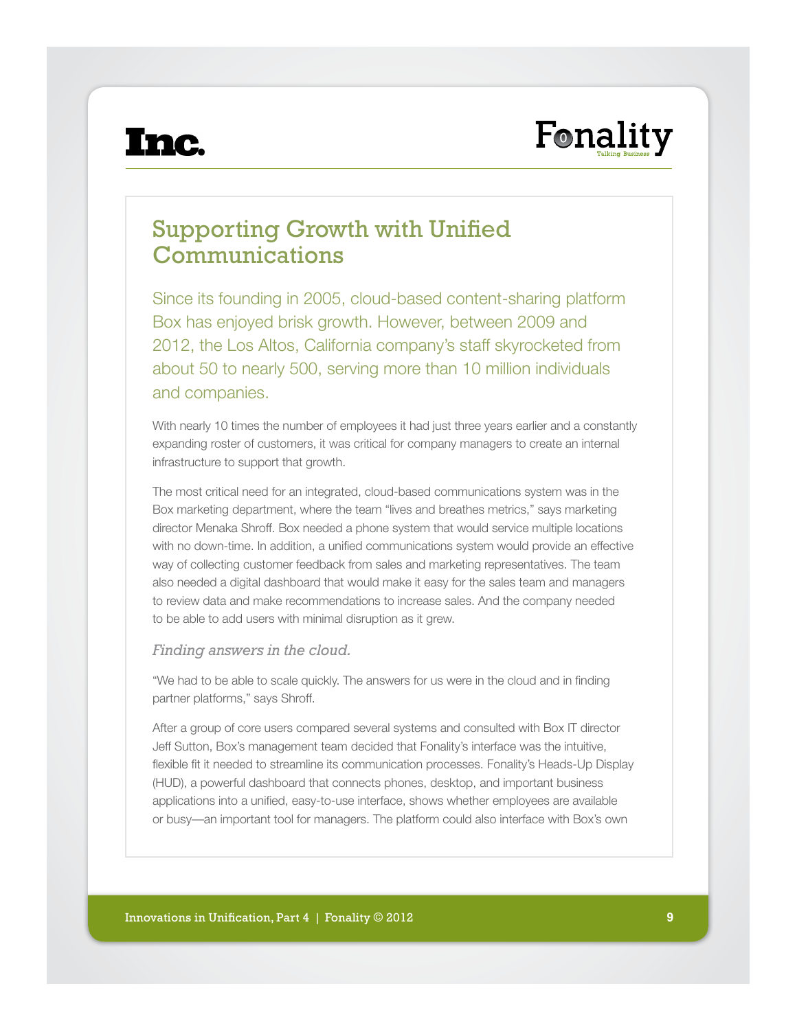## Supporting Growth with Unified Communications

Since its founding in 2005, cloud-based content-sharing platform Box has enjoyed brisk growth. However, between 2009 and 2012, the Los Altos, California company's staff skyrocketed from about 50 to nearly 500, serving more than 10 million individuals and companies.

With nearly 10 times the number of employees it had just three years earlier and a constantly expanding roster of customers, it was critical for company managers to create an internal infrastructure to support that growth.

The most critical need for an integrated, cloud-based communications system was in the Box marketing department, where the team "lives and breathes metrics," says marketing director Menaka Shroff. Box needed a phone system that would service multiple locations with no down-time. In addition, a unified communications system would provide an effective way of collecting customer feedback from sales and marketing representatives. The team also needed a digital dashboard that would make it easy for the sales team and managers to review data and make recommendations to increase sales. And the company needed to be able to add users with minimal disruption as it grew.

*Finding answers in the cloud.*

"We had to be able to scale quickly. The answers for us were in the cloud and in finding partner platforms," says Shroff.

After a group of core users compared several systems and consulted with Box IT director Jeff Sutton, Box's management team decided that Fonality's interface was the intuitive, flexible fit it needed to streamline its communication processes. Fonality's Heads-Up Display (HUD), a powerful dashboard that connects phones, desktop, and important business applications into a unified, easy-to-use interface, shows whether employees are available or busy—an important tool for managers. The platform could also interface with Box's own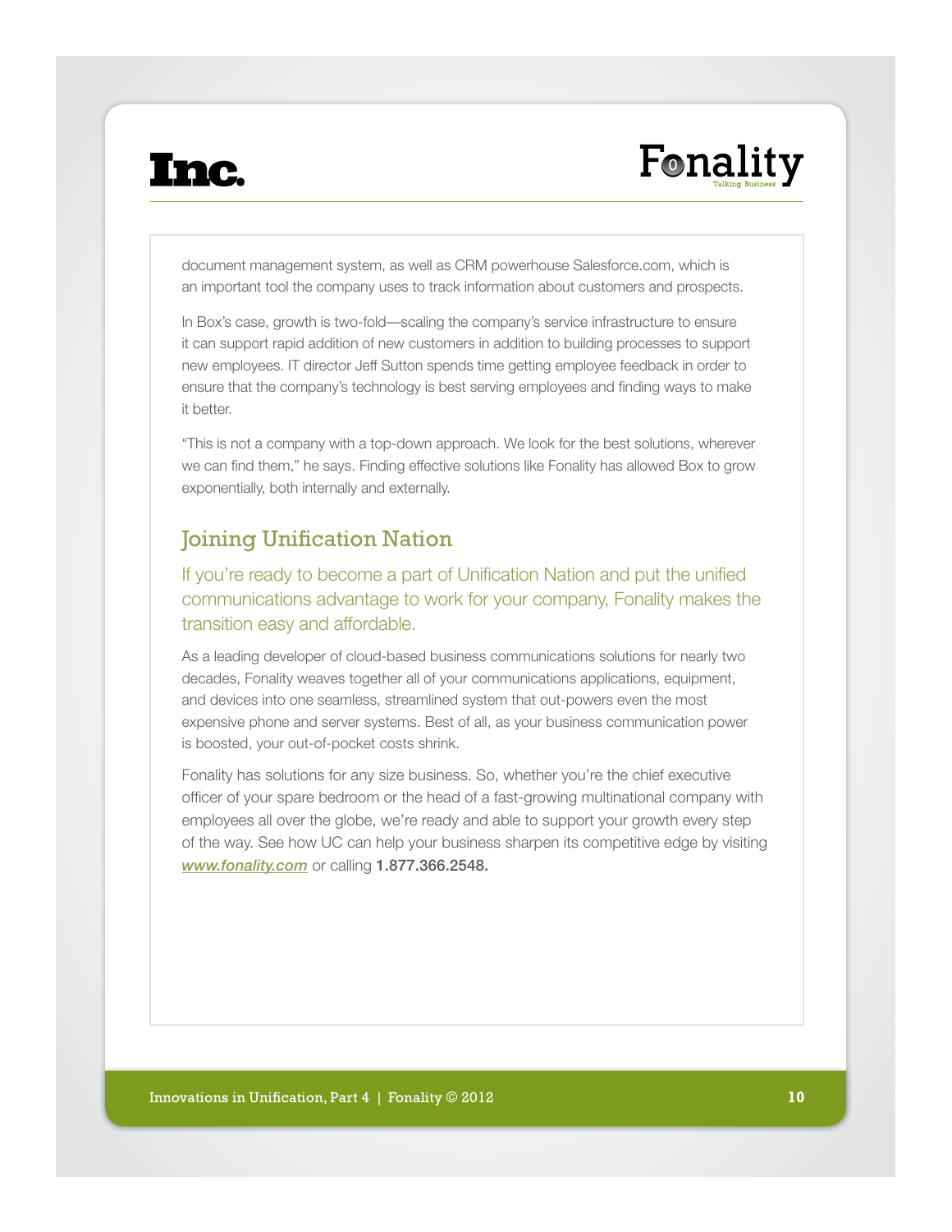document management system, as well as CRM powerhouse Salesforce.com, which is an important tool the company uses to track information about customers and prospects.

In Box's case, growth is two-fold—scaling the company's service infrastructure to ensure it can support rapid addition of new customers in addition to building processes to support new employees. IT director Jeff Sutton spends time getting employee feedback in order to ensure that the company's technology is best serving employees and finding ways to make it better.

"This is not a company with a top-down approach. We look for the best solutions, wherever we can find them," he says. Finding effective solutions like Fonality has allowed Box to grow exponentially, both internally and externally.

## Joining Unification Nation

If you're ready to become a part of Unification Nation and put the unified communications advantage to work for your company, Fonality makes the transition easy and affordable.

As a leading developer of cloud-based business communications solutions for nearly two decades, Fonality weaves together all of your communications applications, equipment, and devices into one seamless, streamlined system that out-powers even the most expensive phone and server systems. Best of all, as your business communication power is boosted, your out-of-pocket costs shrink.

Fonality has solutions for any size business. So, whether you're the chief executive officer of your spare bedroom or the head of a fast-growing multinational company with employees all over the globe, we're ready and able to support your growth every step of the way. See how UC can help your business sharpen its competitive edge by visiting *www.fonality.com* or calling **1.877.366.2548.**